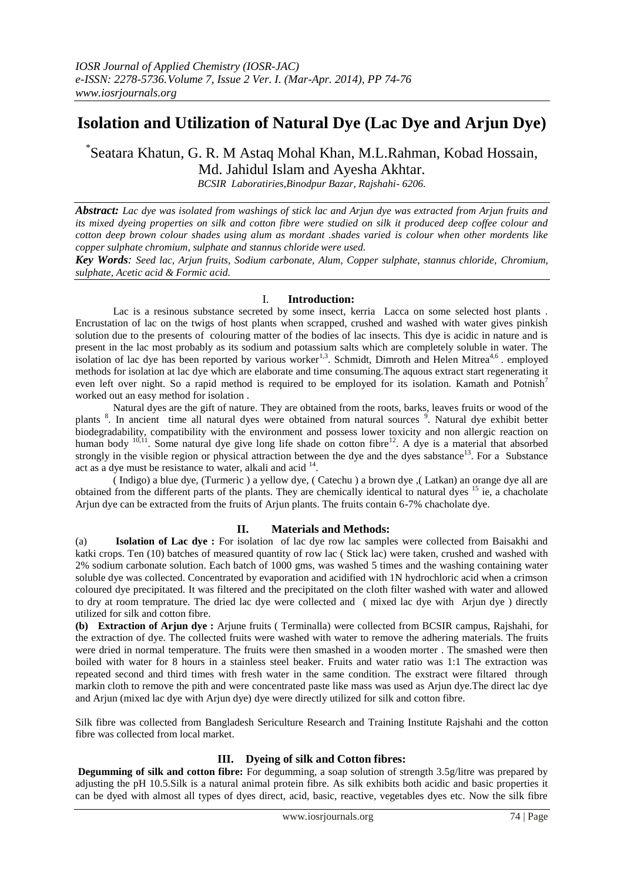# Isolation and Utilization of Natural Dye (Lac Dye and Arjun Dye)

[*]Seatara Khatun, G. R. M Astaq Mohal Khan, M.L.Rahman, Kobad Hossain, Md. Jahidul Islam and Ayesha Akhtar.

*BCSIR Laboratiries,Binodpur Bazar, Rajshahi- 6206.*

***Abstract:*** *Lac dye was isolated from washings of stick lac and Arjun dye was extracted from Arjun fruits and its mixed dyeing properties on silk and cotton fibre were studied on silk it produced deep coffee colour and cotton deep brown colour shades using alum as mordant .shades varied is colour when other mordents like copper sulphate chromium, sulphate and stannus chloride were used.*

***Key Words****: Seed lac, Arjun fruits, Sodium carbonate, Alum, Copper sulphate, stannus chloride, Chromium, sulphate, Acetic acid & Formic acid.*

## I. Introduction:

Lac is a resinous substance secreted by some insect, kerria Lacca on some selected host plants . Encrustation of lac on the twigs of host plants when scrapped, crushed and washed with water gives pinkish solution due to the presents of colouring matter of the bodies of lac insects. This dye is acidic in nature and is present in the lac most probably as its sodium and potassium salts which are completely soluble in water. The isolation of lac dye has been reported by various worker[1,3]. Schmidt, Dimroth and Helen Mitrea[4,6] . employed methods for isolation at lac dye which are elaborate and time consuming.The aquous extract start regenerating it even left over night. So a rapid method is required to be employed for its isolation. Kamath and Potnish[7] worked out an easy method for isolation .

Natural dyes are the gift of nature. They are obtained from the roots, barks, leaves fruits or wood of the plants [8]. In ancient time all natural dyes were obtained from natural sources [9]. Natural dye exhibit better biodegradability, compatibility with the environment and possess lower toxicity and non allergic reaction on human body [10,11]. Some natural dye give long life shade on cotton fibre[12]. A dye is a material that absorbed strongly in the visible region or physical attraction between the dye and the dyes sabstance[13]. For a Substance act as a dye must be resistance to water, alkali and acid [14].

( Indigo) a blue dye, (Turmeric ) a yellow dye, ( Catechu ) a brown dye ,( Latkan) an orange dye all are obtained from the different parts of the plants. They are chemically identical to natural dyes [15] ie, a chacholate Arjun dye can be extracted from the fruits of Arjun plants. The fruits contain 6-7% chacholate dye.

## II. Materials and Methods:

(a) **Isolation of Lac dye :** For isolation of lac dye row lac samples were collected from Baisakhi and katki crops. Ten (10) batches of measured quantity of row lac ( Stick lac) were taken, crushed and washed with 2% sodium carbonate solution. Each batch of 1000 gms, was washed 5 times and the washing containing water soluble dye was collected. Concentrated by evaporation and acidified with 1N hydrochloric acid when a crimson coloured dye precipitated. It was filtered and the precipitated on the cloth filter washed with water and allowed to dry at room temprature. The dried lac dye were collected and ( mixed lac dye with Arjun dye ) directly utilized for silk and cotton fibre.

**(b) Extraction of Arjun dye :** Arjune fruits ( Terminalla) were collected from BCSIR campus, Rajshahi, for the extraction of dye. The collected fruits were washed with water to remove the adhering materials. The fruits were dried in normal temperature. The fruits were then smashed in a wooden morter . The smashed were then boiled with water for 8 hours in a stainless steel beaker. Fruits and water ratio was 1:1 The extraction was repeated second and third times with fresh water in the same condition. The exstract were filtared through markin cloth to remove the pith and were concentrated paste like mass was used as Arjun dye.The direct lac dye and Arjun (mixed lac dye with Arjun dye) dye were directly utilized for silk and cotton fibre.

Silk fibre was collected from Bangladesh Sericulture Research and Training Institute Rajshahi and the cotton fibre was collected from local market.

## III. Dyeing of silk and Cotton fibres:

**Degumming of silk and cotton fibre:** For degumming, a soap solution of strength 3.5g/litre was prepared by adjusting the pH 10.5.Silk is a natural animal protein fibre. As silk exhibits both acidic and basic properties it can be dyed with almost all types of dyes direct, acid, basic, reactive, vegetables dyes etc. Now the silk fibre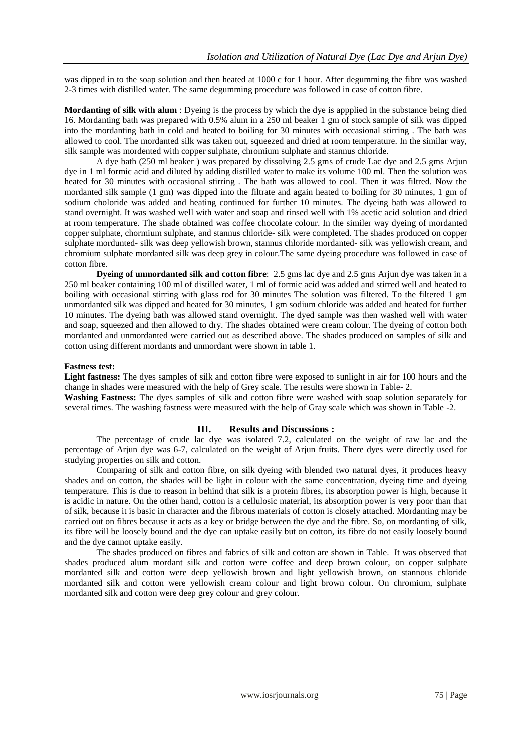was dipped in to the soap solution and then heated at 1000 c for 1 hour. After degumming the fibre was washed 2-3 times with distilled water. The same degumming procedure was followed in case of cotton fibre.

**Mordanting of silk with alum** : Dyeing is the process by which the dye is appplied in the substance being died 16. Mordanting bath was prepared with 0.5% alum in a 250 ml beaker 1 gm of stock sample of silk was dipped into the mordanting bath in cold and heated to boiling for 30 minutes with occasional stirring . The bath was allowed to cool. The mordanted silk was taken out, squeezed and dried at room temperature. In the similar way, silk sample was mordented with copper sulphate, chromium sulphate and stannus chloride.

A dye bath (250 ml beaker ) was prepared by dissolving 2.5 gms of crude Lac dye and 2.5 gms Arjun dye in 1 ml formic acid and diluted by adding distilled water to make its volume 100 ml. Then the solution was heated for 30 minutes with occasional stirring . The bath was allowed to cool. Then it was filtred. Now the mordanted silk sample (1 gm) was dipped into the filtrate and again heated to boiling for 30 minutes, 1 gm of sodium choloride was added and heating continued for further 10 minutes. The dyeing bath was allowed to stand overnight. It was washed well with water and soap and rinsed well with 1% acetic acid solution and dried at room temperature. The shade obtained was coffee chocolate colour. In the similer way dyeing of mordanted copper sulphate, chormium sulphate, and stannus chloride- silk were completed. The shades produced on copper sulphate mordunted- silk was deep yellowish brown, stannus chloride mordanted- silk was yellowish cream, and chromium sulphate mordanted silk was deep grey in colour.The same dyeing procedure was followed in case of cotton fibre.

**Dyeing of unmordanted silk and cotton fibre**: 2.5 gms lac dye and 2.5 gms Arjun dye was taken in a 250 ml beaker containing 100 ml of distilled water, 1 ml of formic acid was added and stirred well and heated to boiling with occasional stirring with glass rod for 30 minutes The solution was filtered. To the filtered 1 gm unmordanted silk was dipped and heated for 30 minutes, 1 gm sodium chloride was added and heated for further 10 minutes. The dyeing bath was allowed stand overnight. The dyed sample was then washed well with water and soap, squeezed and then allowed to dry. The shades obtained were cream colour. The dyeing of cotton both mordanted and unmordanted were carried out as described above. The shades produced on samples of silk and cotton using different mordants and unmordant were shown in table 1.

**Fastness test:**

**Light fastness:** The dyes samples of silk and cotton fibre were exposed to sunlight in air for 100 hours and the change in shades were measured with the help of Grey scale. The results were shown in Table- 2.

**Washing Fastness:** The dyes samples of silk and cotton fibre were washed with soap solution separately for several times. The washing fastness were measured with the help of Gray scale which was shown in Table -2.

## III. Results and Discussions :

The percentage of crude lac dye was isolated 7.2, calculated on the weight of raw lac and the percentage of Arjun dye was 6-7, calculated on the weight of Arjun fruits. There dyes were directly used for studying properties on silk and cotton.

Comparing of silk and cotton fibre, on silk dyeing with blended two natural dyes, it produces heavy shades and on cotton, the shades will be light in colour with the same concentration, dyeing time and dyeing temperature. This is due to reason in behind that silk is a protein fibres, its absorption power is high, because it is acidic in nature. On the other hand, cotton is a cellulosic material, its absorption power is very poor than that of silk, because it is basic in character and the fibrous materials of cotton is closely attached. Mordanting may be carried out on fibres because it acts as a key or bridge between the dye and the fibre. So, on mordanting of silk, its fibre will be loosely bound and the dye can uptake easily but on cotton, its fibre do not easily loosely bound and the dye cannot uptake easily.

The shades produced on fibres and fabrics of silk and cotton are shown in Table. It was observed that shades produced alum mordant silk and cotton were coffee and deep brown colour, on copper sulphate mordanted silk and cotton were deep yellowish brown and light yellowish brown, on stannous chloride mordanted silk and cotton were yellowish cream colour and light brown colour. On chromium, sulphate mordanted silk and cotton were deep grey colour and grey colour.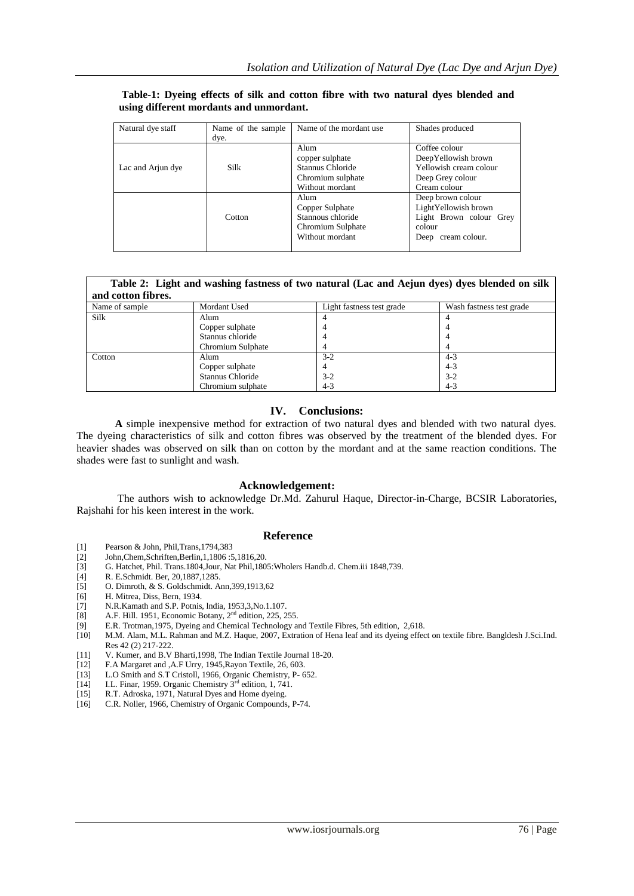**Table-1: Dyeing effects of silk and cotton fibre with two natural dyes blended and using different mordants and unmordant.**

| Natural dye staff | Name of the sample dye. | Name of the mordant use | Shades produced |
|---|---|---|---|
| Lac and Arjun dye | Silk | Alum<br>copper sulphate<br>Stannus Chloride<br>Chromium sulphate<br>Without mordant | Coffee colour<br>DeepYellowish brown<br>Yellowish cream colour<br>Deep Grey colour<br>Cream colour |
| | Cotton | Alum<br>Copper Sulphate<br>Stannous chloride<br>Chromium Sulphate<br>Without mordant | Deep brown colour<br>LightYellowish brown<br>Light Brown colour Grey colour<br>Deep cream colour. |

**Table 2: Light and washing fastness of two natural (Lac and Aejun dyes) dyes blended on silk and cotton fibres.**

| Name of sample | Mordant Used | Light fastness test grade | Wash fastness test grade |
|---|---|---|---|
| Silk | Alum | 4 | 4 |
| | Copper sulphate | 4 | 4 |
| | Stannus chloride | 4 | 4 |
| | Chromium Sulphate | 4 | 4 |
| Cotton | Alum | 3-2 | 4-3 |
| | Copper sulphate | 4 | 4-3 |
| | Stannus Chloride | 3-2 | 3-2 |
| | Chromium sulphate | 4-3 | 4-3 |

## IV. Conclusions:

**A** simple inexpensive method for extraction of two natural dyes and blended with two natural dyes. The dyeing characteristics of silk and cotton fibres was observed by the treatment of the blended dyes. For heavier shades was observed on silk than on cotton by the mordant and at the same reaction conditions. The shades were fast to sunlight and wash.

## Acknowledgement:

The authors wish to acknowledge Dr.Md. Zahurul Haque, Director-in-Charge, BCSIR Laboratories, Rajshahi for his keen interest in the work.

## Reference

[1] Pearson & John, Phil,Trans,1794,383
[2] John,Chem,Schriften,Berlin,1,1806 :5,1816,20.
[3] G. Hatchet, Phil. Trans.1804,Jour, Nat Phil,1805:Wholers Handb.d. Chem.iii 1848,739.
[4] R. E.Schmidt. Ber, 20,1887,1285.
[5] O. Dimroth, & S. Goldschmidt. Ann,399,1913,62
[6] H. Mitrea, Diss, Bern, 1934.
[7] N.R.Kamath and S.P. Potnis, lndia, 1953,3,No.1.107.
[8] A.F. Hill. 1951, Economic Botany, 2nd edition, 225, 255.
[9] E.R. Trotman,1975, Dyeing and Chemical Technology and Textile Fibres, 5th edition, 2,618.
[10] M.M. Alam, M.L. Rahman and M.Z. Haque, 2007, Extration of Hena leaf and its dyeing effect on textile fibre. Bangldesh J.Sci.Ind. Res 42 (2) 217-222.
[11] V. Kumer, and B.V Bharti,1998, The Indian Textile Journal 18-20.
[12] F.A Margaret and ,A.F Urry, 1945,Rayon Textile, 26, 603.
[13] L.O Smith and S.T Cristoll, 1966, Organic Chemistry, P- 652.
[14] I.L. Finar, 1959. Organic Chemistry 3rd edition, 1, 741.
[15] R.T. Adroska, 1971, Natural Dyes and Home dyeing.
[16] C.R. Noller, 1966, Chemistry of Organic Compounds, P-74.